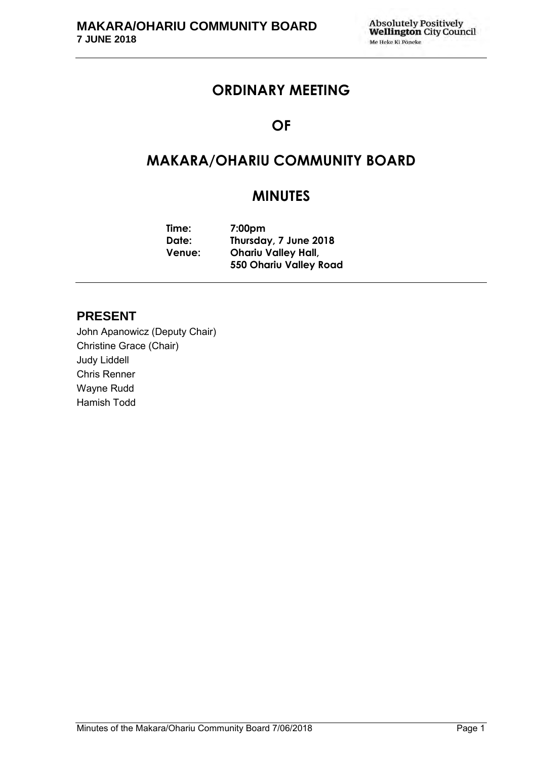# ORDINARY MEETING

# OF

# MAKARA/OHARIU COMMUNITY BOARD

# MINUTES

**Time:** 7:00pm
**Date:** Thursday, 7 June 2018
**Venue:** Ohariu Valley Hall,
550 Ohariu Valley Road

## PRESENT

John Apanowicz (Deputy Chair)
Christine Grace (Chair)
Judy Liddell
Chris Renner
Wayne Rudd
Hamish Todd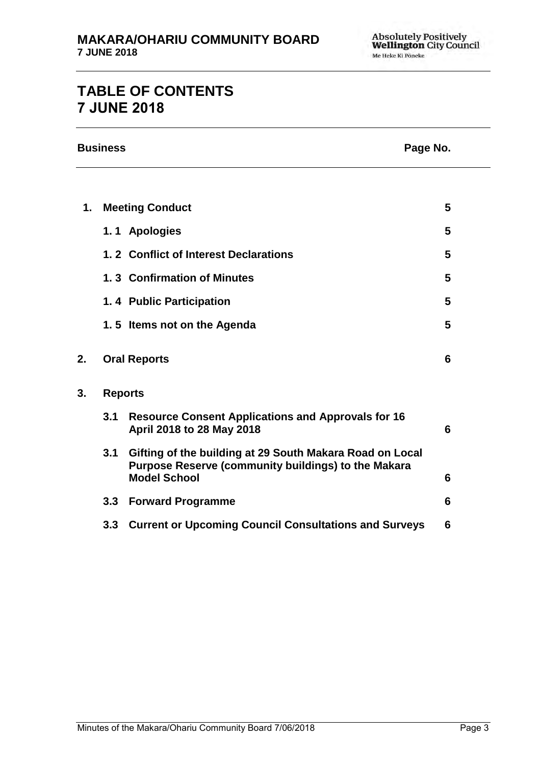# TABLE OF CONTENTS
# 7 JUNE 2018

| Business | | | Page No. |
|---|---|---|---|
| **1.** | **Meeting Conduct** | | **5** |
| | **1. 1** | **Apologies** | **5** |
| | **1. 2** | **Conflict of Interest Declarations** | **5** |
| | **1. 3** | **Confirmation of Minutes** | **5** |
| | **1. 4** | **Public Participation** | **5** |
| | **1. 5** | **Items not on the Agenda** | **5** |
| **2.** | **Oral Reports** | | **6** |
| **3.** | **Reports** | | |
| | **3.1** | **Resource Consent Applications and Approvals for 16 April 2018 to 28 May 2018** | **6** |
| | **3.1** | **Gifting of the building at 29 South Makara Road on Local Purpose Reserve (community buildings) to the Makara Model School** | **6** |
| | **3.3** | **Forward Programme** | **6** |
| | **3.3** | **Current or Upcoming Council Consultations and Surveys** | **6** |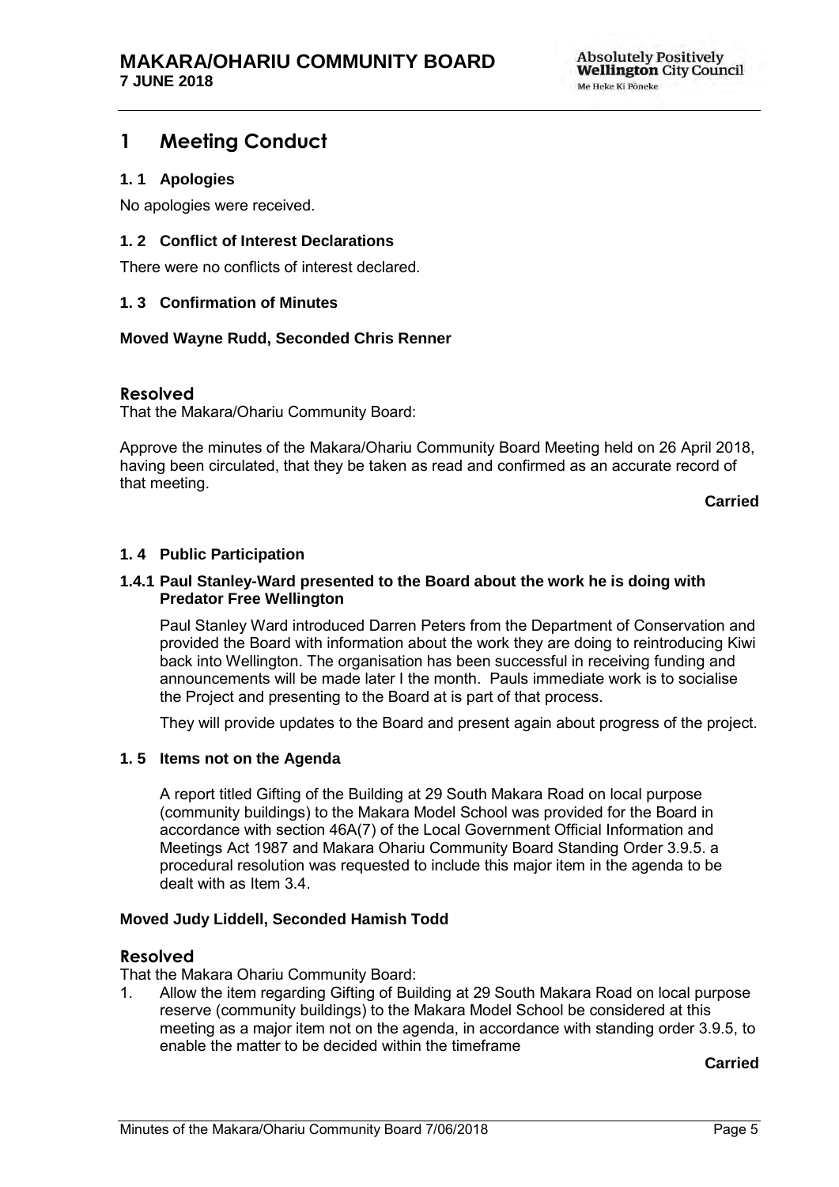# 1 Meeting Conduct

### 1. 1 Apologies

No apologies were received.

### 1. 2 Conflict of Interest Declarations

There were no conflicts of interest declared.

### 1. 3 Confirmation of Minutes

**Moved Wayne Rudd, Seconded Chris Renner**

## Resolved

That the Makara/Ohariu Community Board:

Approve the minutes of the Makara/Ohariu Community Board Meeting held on 26 April 2018, having been circulated, that they be taken as read and confirmed as an accurate record of that meeting.

**Carried**

### 1. 4 Public Participation

#### 1.4.1 Paul Stanley-Ward presented to the Board about the work he is doing with Predator Free Wellington

Paul Stanley Ward introduced Darren Peters from the Department of Conservation and provided the Board with information about the work they are doing to reintroducing Kiwi back into Wellington. The organisation has been successful in receiving funding and announcements will be made later I the month. Pauls immediate work is to socialise the Project and presenting to the Board at is part of that process.

They will provide updates to the Board and present again about progress of the project.

### 1. 5 Items not on the Agenda

A report titled Gifting of the Building at 29 South Makara Road on local purpose (community buildings) to the Makara Model School was provided for the Board in accordance with section 46A(7) of the Local Government Official Information and Meetings Act 1987 and Makara Ohariu Community Board Standing Order 3.9.5. a procedural resolution was requested to include this major item in the agenda to be dealt with as Item 3.4.

**Moved Judy Liddell, Seconded Hamish Todd**

## Resolved

That the Makara Ohariu Community Board:

1. Allow the item regarding Gifting of Building at 29 South Makara Road on local purpose reserve (community buildings) to the Makara Model School be considered at this meeting as a major item not on the agenda, in accordance with standing order 3.9.5, to enable the matter to be decided within the timeframe

**Carried**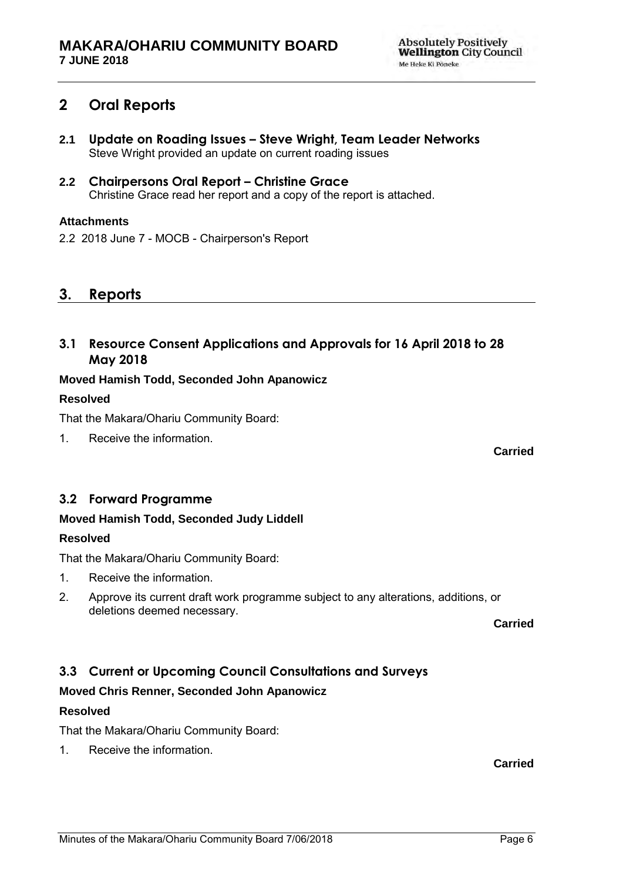## 2 Oral Reports

### 2.1 Update on Roading Issues – Steve Wright, Team Leader Networks

Steve Wright provided an update on current roading issues

### 2.2 Chairpersons Oral Report – Christine Grace

Christine Grace read her report and a copy of the report is attached.

**Attachments**

2.2 2018 June 7 - MOCB - Chairperson's Report

## 3. Reports

### 3.1 Resource Consent Applications and Approvals for 16 April 2018 to 28 May 2018

**Moved Hamish Todd, Seconded John Apanowicz**

**Resolved**

That the Makara/Ohariu Community Board:

1. Receive the information.

**Carried**

### 3.2 Forward Programme

**Moved Hamish Todd, Seconded Judy Liddell**

**Resolved**

That the Makara/Ohariu Community Board:

1. Receive the information.
2. Approve its current draft work programme subject to any alterations, additions, or deletions deemed necessary.

**Carried**

### 3.3 Current or Upcoming Council Consultations and Surveys

**Moved Chris Renner, Seconded John Apanowicz**

**Resolved**

That the Makara/Ohariu Community Board:

1. Receive the information.

**Carried**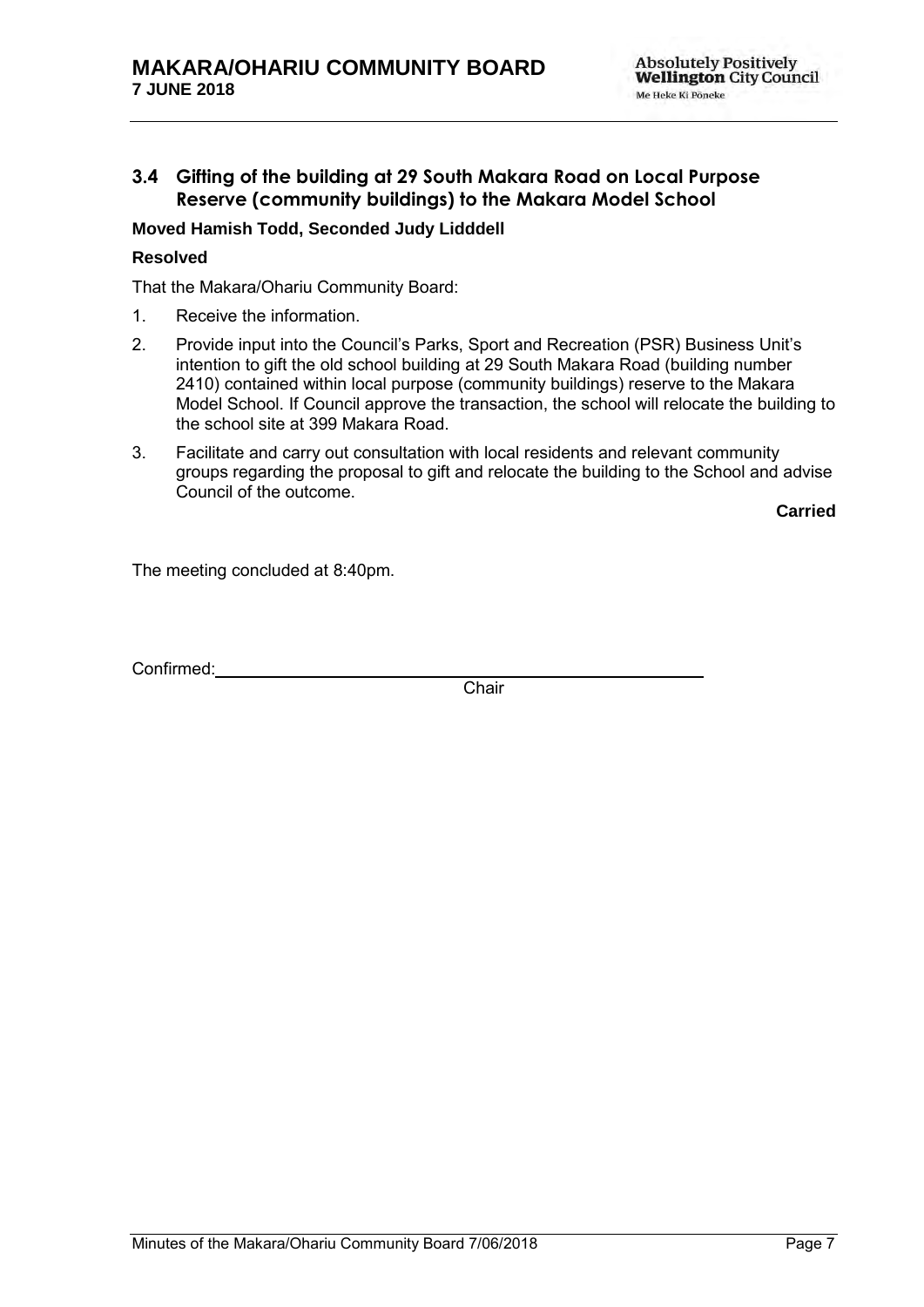### 3.4 Gifting of the building at 29 South Makara Road on Local Purpose Reserve (community buildings) to the Makara Model School

**Moved Hamish Todd, Seconded Judy Lidddell**

**Resolved**

That the Makara/Ohariu Community Board:

1. Receive the information.
2. Provide input into the Council's Parks, Sport and Recreation (PSR) Business Unit's intention to gift the old school building at 29 South Makara Road (building number 2410) contained within local purpose (community buildings) reserve to the Makara Model School. If Council approve the transaction, the school will relocate the building to the school site at 399 Makara Road.
3. Facilitate and carry out consultation with local residents and relevant community groups regarding the proposal to gift and relocate the building to the School and advise Council of the outcome.

**Carried**

The meeting concluded at 8:40pm.

Confirmed: ______________________________

Chair